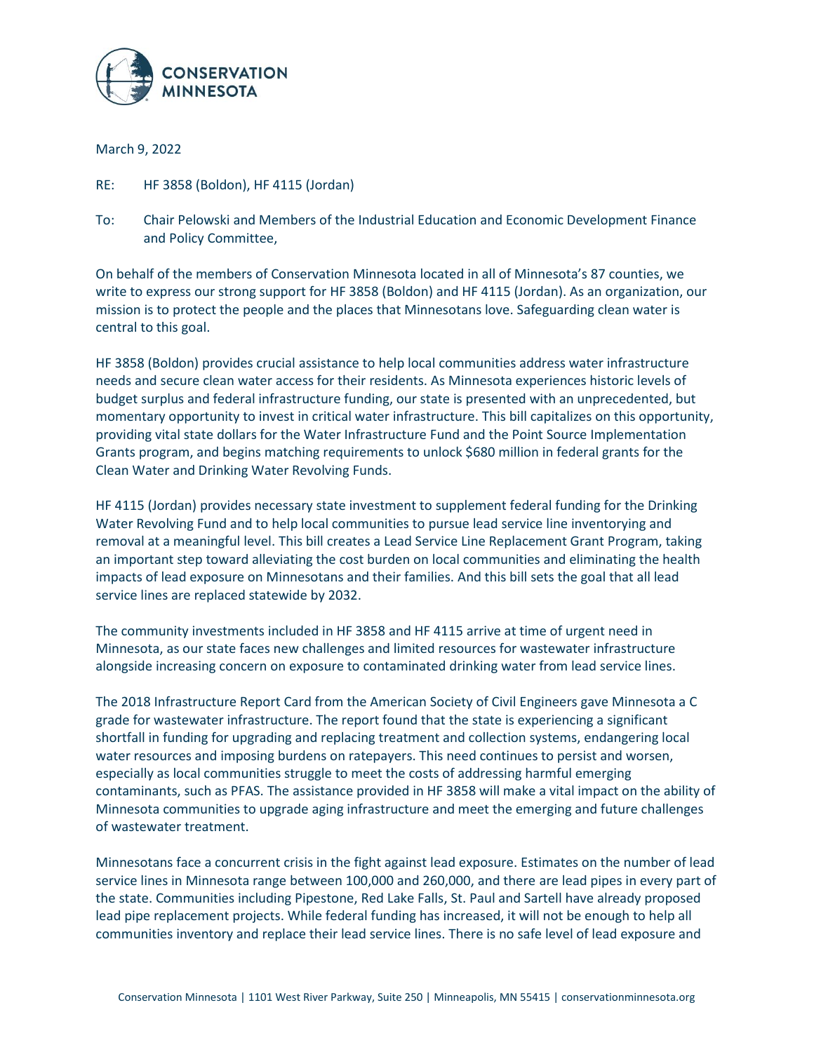CONSERVATION MINNESOTA

March 9, 2022

RE: HF 3858 (Boldon), HF 4115 (Jordan)

To: Chair Pelowski and Members of the Industrial Education and Economic Development Finance and Policy Committee,

On behalf of the members of Conservation Minnesota located in all of Minnesota's 87 counties, we write to express our strong support for HF 3858 (Boldon) and HF 4115 (Jordan). As an organization, our mission is to protect the people and the places that Minnesotans love. Safeguarding clean water is central to this goal.

HF 3858 (Boldon) provides crucial assistance to help local communities address water infrastructure needs and secure clean water access for their residents. As Minnesota experiences historic levels of budget surplus and federal infrastructure funding, our state is presented with an unprecedented, but momentary opportunity to invest in critical water infrastructure. This bill capitalizes on this opportunity, providing vital state dollars for the Water Infrastructure Fund and the Point Source Implementation Grants program, and begins matching requirements to unlock $680 million in federal grants for the Clean Water and Drinking Water Revolving Funds.

HF 4115 (Jordan) provides necessary state investment to supplement federal funding for the Drinking Water Revolving Fund and to help local communities to pursue lead service line inventorying and removal at a meaningful level. This bill creates a Lead Service Line Replacement Grant Program, taking an important step toward alleviating the cost burden on local communities and eliminating the health impacts of lead exposure on Minnesotans and their families. And this bill sets the goal that all lead service lines are replaced statewide by 2032.

The community investments included in HF 3858 and HF 4115 arrive at time of urgent need in Minnesota, as our state faces new challenges and limited resources for wastewater infrastructure alongside increasing concern on exposure to contaminated drinking water from lead service lines.

The 2018 Infrastructure Report Card from the American Society of Civil Engineers gave Minnesota a C grade for wastewater infrastructure. The report found that the state is experiencing a significant shortfall in funding for upgrading and replacing treatment and collection systems, endangering local water resources and imposing burdens on ratepayers. This need continues to persist and worsen, especially as local communities struggle to meet the costs of addressing harmful emerging contaminants, such as PFAS. The assistance provided in HF 3858 will make a vital impact on the ability of Minnesota communities to upgrade aging infrastructure and meet the emerging and future challenges of wastewater treatment.

Minnesotans face a concurrent crisis in the fight against lead exposure. Estimates on the number of lead service lines in Minnesota range between 100,000 and 260,000, and there are lead pipes in every part of the state. Communities including Pipestone, Red Lake Falls, St. Paul and Sartell have already proposed lead pipe replacement projects. While federal funding has increased, it will not be enough to help all communities inventory and replace their lead service lines. There is no safe level of lead exposure and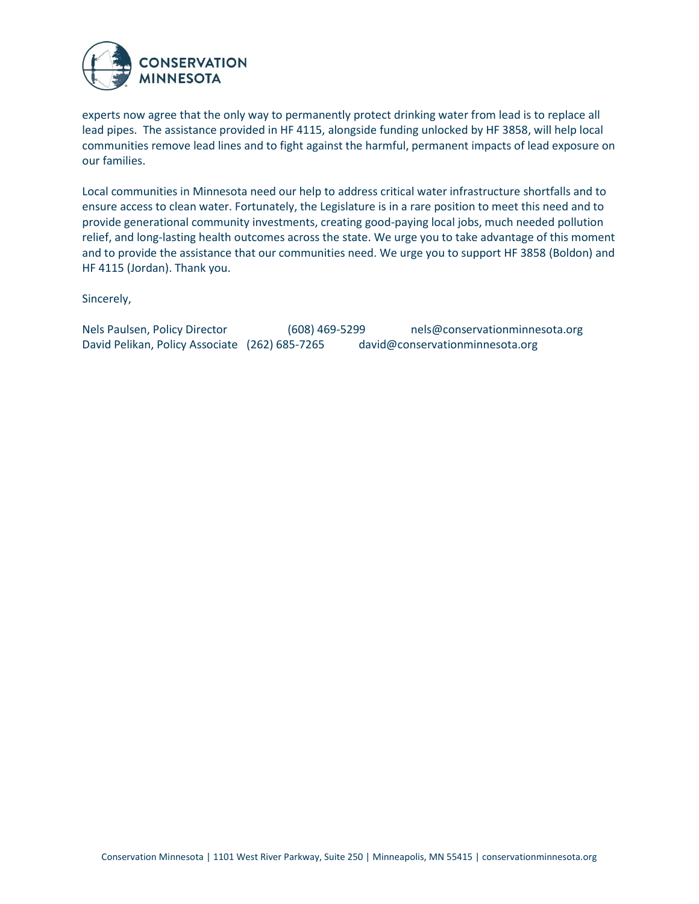experts now agree that the only way to permanently protect drinking water from lead is to replace all lead pipes. The assistance provided in HF 4115, alongside funding unlocked by HF 3858, will help local communities remove lead lines and to fight against the harmful, permanent impacts of lead exposure on our families.

Local communities in Minnesota need our help to address critical water infrastructure shortfalls and to ensure access to clean water. Fortunately, the Legislature is in a rare position to meet this need and to provide generational community investments, creating good-paying local jobs, much needed pollution relief, and long-lasting health outcomes across the state. We urge you to take advantage of this moment and to provide the assistance that our communities need. We urge you to support HF 3858 (Boldon) and HF 4115 (Jordan). Thank you.

Sincerely,

Nels Paulsen, Policy Director (608) 469-5299 nels@conservationminnesota.org
David Pelikan, Policy Associate (262) 685-7265 david@conservationminnesota.org